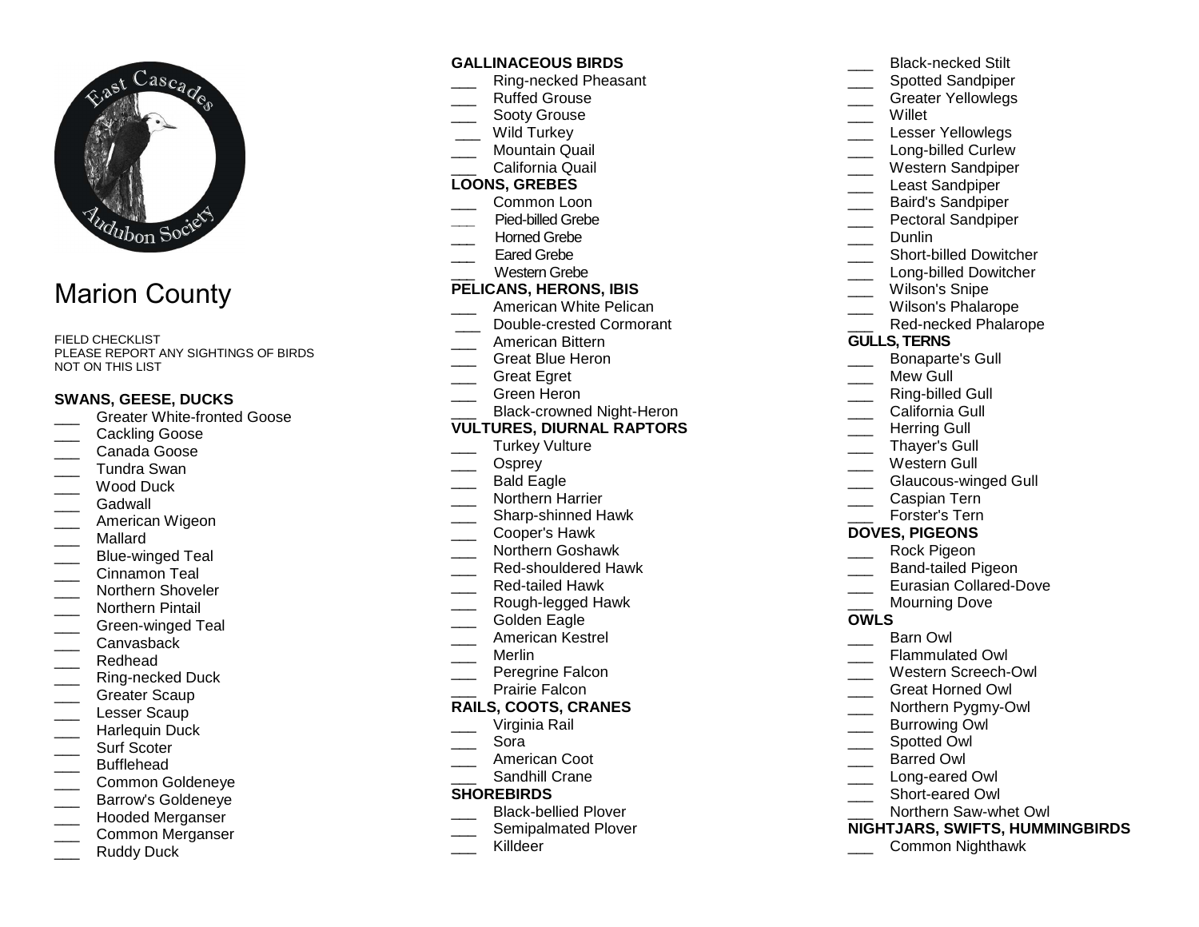East Cascades Audubon Society

# Marion County

FIELD CHECKLIST
PLEASE REPORT ANY SIGHTINGS OF BIRDS NOT ON THIS LIST

### SWANS, GEESE, DUCKS

___ Greater White-fronted Goose
___ Cackling Goose
___ Canada Goose
___ Tundra Swan
___ Wood Duck
___ Gadwall
___ American Wigeon
___ Mallard
___ Blue-winged Teal
___ Cinnamon Teal
___ Northern Shoveler
___ Northern Pintail
___ Green-winged Teal
___ Canvasback
___ Redhead
___ Ring-necked Duck
___ Greater Scaup
___ Lesser Scaup
___ Harlequin Duck
___ Surf Scoter
___ Bufflehead
___ Common Goldeneye
___ Barrow's Goldeneye
___ Hooded Merganser
___ Common Merganser
___ Ruddy Duck

### GALLINACEOUS BIRDS

___ Ring-necked Pheasant
___ Ruffed Grouse
___ Sooty Grouse
___ Wild Turkey
___ Mountain Quail
___ California Quail

### LOONS, GREBES

___ Common Loon
___ Pied-billed Grebe
___ Horned Grebe
___ Eared Grebe
___ Western Grebe

### PELICANS, HERONS, IBIS

___ American White Pelican
___ Double-crested Cormorant
___ American Bittern
___ Great Blue Heron
___ Great Egret
___ Green Heron
___ Black-crowned Night-Heron

### VULTURES, DIURNAL RAPTORS

___ Turkey Vulture
___ Osprey
___ Bald Eagle
___ Northern Harrier
___ Sharp-shinned Hawk
___ Cooper's Hawk
___ Northern Goshawk
___ Red-shouldered Hawk
___ Red-tailed Hawk
___ Rough-legged Hawk
___ Golden Eagle
___ American Kestrel
___ Merlin
___ Peregrine Falcon
___ Prairie Falcon

### RAILS, COOTS, CRANES

___ Virginia Rail
___ Sora
___ American Coot
___ Sandhill Crane

### SHOREBIRDS

___ Black-bellied Plover
___ Semipalmated Plover
___ Killdeer
___ Black-necked Stilt
___ Spotted Sandpiper
___ Greater Yellowlegs
___ Willet
___ Lesser Yellowlegs
___ Long-billed Curlew
___ Western Sandpiper
___ Least Sandpiper
___ Baird's Sandpiper
___ Pectoral Sandpiper
___ Dunlin
___ Short-billed Dowitcher
___ Long-billed Dowitcher
___ Wilson's Snipe
___ Wilson's Phalarope
___ Red-necked Phalarope

### GULLS, TERNS

___ Bonaparte's Gull
___ Mew Gull
___ Ring-billed Gull
___ California Gull
___ Herring Gull
___ Thayer's Gull
___ Western Gull
___ Glaucous-winged Gull
___ Caspian Tern
___ Forster's Tern

### DOVES, PIGEONS

___ Rock Pigeon
___ Band-tailed Pigeon
___ Eurasian Collared-Dove
___ Mourning Dove

### OWLS

___ Barn Owl
___ Flammulated Owl
___ Western Screech-Owl
___ Great Horned Owl
___ Northern Pygmy-Owl
___ Burrowing Owl
___ Spotted Owl
___ Barred Owl
___ Long-eared Owl
___ Short-eared Owl
___ Northern Saw-whet Owl

### NIGHTJARS, SWIFTS, HUMMINGBIRDS

___ Common Nighthawk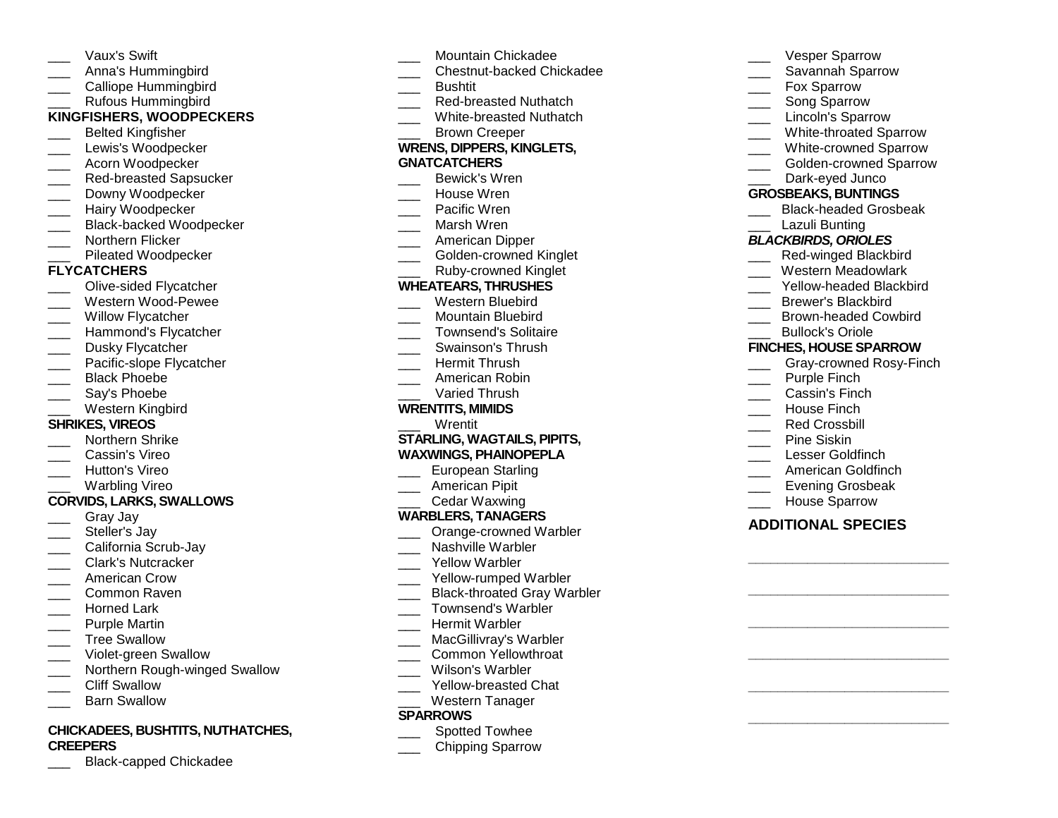___ Vaux's Swift
___ Anna's Hummingbird
___ Calliope Hummingbird
___ Rufous Hummingbird

**KINGFISHERS, WOODPECKERS**

___ Belted Kingfisher
___ Lewis's Woodpecker
___ Acorn Woodpecker
___ Red-breasted Sapsucker
___ Downy Woodpecker
___ Hairy Woodpecker
___ Black-backed Woodpecker
___ Northern Flicker
___ Pileated Woodpecker

**FLYCATCHERS**

___ Olive-sided Flycatcher
___ Western Wood-Pewee
___ Willow Flycatcher
___ Hammond's Flycatcher
___ Dusky Flycatcher
___ Pacific-slope Flycatcher
___ Black Phoebe
___ Say's Phoebe
___ Western Kingbird

**SHRIKES, VIREOS**

___ Northern Shrike
___ Cassin's Vireo
___ Hutton's Vireo
___ Warbling Vireo

**CORVIDS, LARKS, SWALLOWS**

___ Gray Jay
___ Steller's Jay
___ California Scrub-Jay
___ Clark's Nutcracker
___ American Crow
___ Common Raven
___ Horned Lark
___ Purple Martin
___ Tree Swallow
___ Violet-green Swallow
___ Northern Rough-winged Swallow
___ Cliff Swallow
___ Barn Swallow

**CHICKADEES, BUSHTITS, NUTHATCHES, CREEPERS**

___ Black-capped Chickadee
___ Mountain Chickadee
___ Chestnut-backed Chickadee
___ Bushtit
___ Red-breasted Nuthatch
___ White-breasted Nuthatch
___ Brown Creeper

**WRENS, DIPPERS, KINGLETS, GNATCATCHERS**

___ Bewick's Wren
___ House Wren
___ Pacific Wren
___ Marsh Wren
___ American Dipper
___ Golden-crowned Kinglet
___ Ruby-crowned Kinglet

**WHEATEARS, THRUSHES**

___ Western Bluebird
___ Mountain Bluebird
___ Townsend's Solitaire
___ Swainson's Thrush
___ Hermit Thrush
___ American Robin
___ Varied Thrush

**WRENTITS, MIMIDS**

___ Wrentit

**STARLING, WAGTAILS, PIPITS, WAXWINGS, PHAINOPEPLA**

___ European Starling
___ American Pipit
___ Cedar Waxwing

**WARBLERS, TANAGERS**

___ Orange-crowned Warbler
___ Nashville Warbler
___ Yellow Warbler
___ Yellow-rumped Warbler
___ Black-throated Gray Warbler
___ Townsend's Warbler
___ Hermit Warbler
___ MacGillivray's Warbler
___ Common Yellowthroat
___ Wilson's Warbler
___ Yellow-breasted Chat
___ Western Tanager

**SPARROWS**

___ Spotted Towhee
___ Chipping Sparrow
___ Vesper Sparrow
___ Savannah Sparrow
___ Fox Sparrow
___ Song Sparrow
___ Lincoln's Sparrow
___ White-throated Sparrow
___ White-crowned Sparrow
___ Golden-crowned Sparrow
___ Dark-eyed Junco

**GROSBEAKS, BUNTINGS**

___ Black-headed Grosbeak
___ Lazuli Bunting

***BLACKBIRDS, ORIOLES***

___ Red-winged Blackbird
___ Western Meadowlark
___ Yellow-headed Blackbird
___ Brewer's Blackbird
___ Brown-headed Cowbird
___ Bullock's Oriole

**FINCHES, HOUSE SPARROW**

___ Gray-crowned Rosy-Finch
___ Purple Finch
___ Cassin's Finch
___ House Finch
___ Red Crossbill
___ Pine Siskin
___ Lesser Goldfinch
___ American Goldfinch
___ Evening Grosbeak
___ House Sparrow

**ADDITIONAL SPECIES**

___________________________

___________________________

___________________________

___________________________

___________________________

___________________________